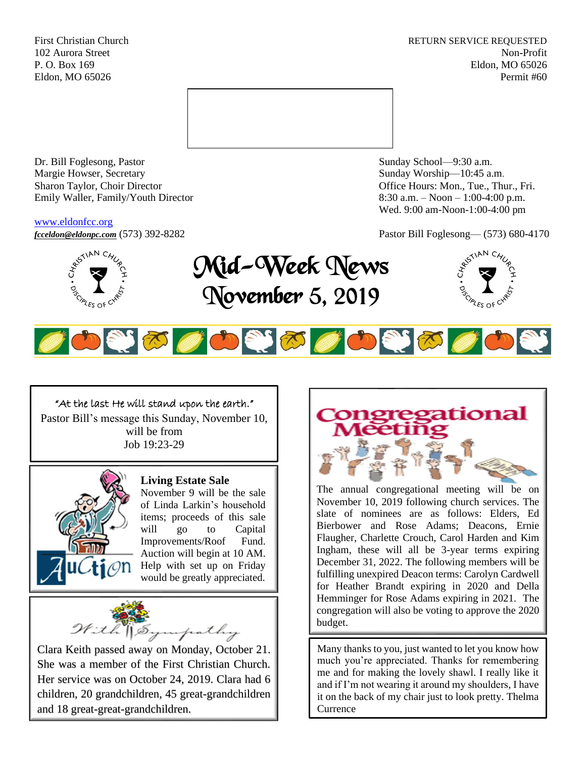First Christian Church
102 Aurora Street
P. O. Box 169
Eldon, MO 65026

RETURN SERVICE REQUESTED
Non-Profit
Eldon, MO 65026
Permit #60

Dr. Bill Foglesong, Pastor
Margie Howser, Secretary
Sharon Taylor, Choir Director
Emily Waller, Family/Youth Director

www.eldonfcc.org
*fcceldon@eldonpc.com* (573) 392-8282

Sunday School—9:30 a.m.
Sunday Worship—10:45 a.m.
Office Hours: Mon., Tue., Thur., Fri.
8:30 a.m. – Noon – 1:00-4:00 p.m.
Wed. 9:00 am-Noon-1:00-4:00 pm

Pastor Bill Foglesong— (573) 680-4170

# Mid-Week News
# November 5, 2019

"At the last He will stand upon the earth."
Pastor Bill's message this Sunday, November 10, will be from
Job 19:23-29

## Living Estate Sale

November 9 will be the sale of Linda Larkin's household items; proceeds of this sale will go to Capital Improvements/Roof Fund. Auction will begin at 10 AM. Help with set up on Friday would be greatly appreciated.

## With Sympathy

Clara Keith passed away on Monday, October 21. She was a member of the First Christian Church. Her service was on October 24, 2019. Clara had 6 children, 20 grandchildren, 45 great-grandchildren and 18 great-great-grandchildren.

## Congregational Meeting

The annual congregational meeting will be on November 10, 2019 following church services. The slate of nominees are as follows: Elders, Ed Bierbower and Rose Adams; Deacons, Ernie Flaugher, Charlette Crouch, Carol Harden and Kim Ingham, these will all be 3-year terms expiring December 31, 2022. The following members will be fulfilling unexpired Deacon terms: Carolyn Cardwell for Heather Brandt expiring in 2020 and Della Hemminger for Rose Adams expiring in 2021. The congregation will also be voting to approve the 2020 budget.

Many thanks to you, just wanted to let you know how much you're appreciated. Thanks for remembering me and for making the lovely shawl. I really like it and if I'm not wearing it around my shoulders, I have it on the back of my chair just to look pretty. Thelma Currence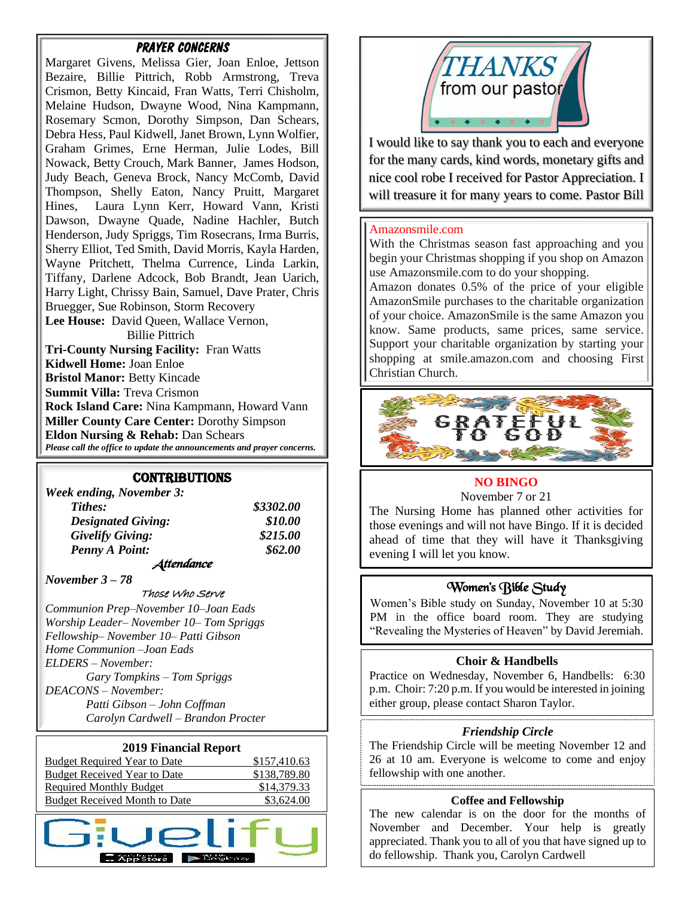## PRAYER CONCERNS

Margaret Givens, Melissa Gier, Joan Enloe, Jettson Bezaire, Billie Pittrich, Robb Armstrong, Treva Crismon, Betty Kincaid, Fran Watts, Terri Chisholm, Melaine Hudson, Dwayne Wood, Nina Kampmann, Rosemary Scmon, Dorothy Simpson, Dan Schears, Debra Hess, Paul Kidwell, Janet Brown, Lynn Wolfier, Graham Grimes, Erne Herman, Julie Lodes, Bill Nowack, Betty Crouch, Mark Banner, James Hodson, Judy Beach, Geneva Brock, Nancy McComb, David Thompson, Shelly Eaton, Nancy Pruitt, Margaret Hines, Laura Lynn Kerr, Howard Vann, Kristi Dawson, Dwayne Quade, Nadine Hachler, Butch Henderson, Judy Spriggs, Tim Rosecrans, Irma Burris, Sherry Elliot, Ted Smith, David Morris, Kayla Harden, Wayne Pritchett, Thelma Currence, Linda Larkin, Tiffany, Darlene Adcock, Bob Brandt, Jean Uarich, Harry Light, Chrissy Bain, Samuel, Dave Prater, Chris Bruegger, Sue Robinson, Storm Recovery

**Lee House:** David Queen, Wallace Vernon, Billie Pittrich
**Tri-County Nursing Facility:** Fran Watts
**Kidwell Home:** Joan Enloe
**Bristol Manor:** Betty Kincade
**Summit Villa:** Treva Crismon
**Rock Island Care:** Nina Kampmann, Howard Vann
**Miller County Care Center:** Dorothy Simpson
**Eldon Nursing & Rehab:** Dan Schears

***Please call the office to update the announcements and prayer concerns.***

## CONTRIBUTIONS

***Week ending, November 3:***

| | |
|---|---|
| ***Tithes:*** | ***$3302.00*** |
| ***Designated Giving:*** | ***$10.00*** |
| ***Givelify Giving:*** | ***$215.00*** |
| ***Penny A Point:*** | ***$62.00*** |

*Attendance*

***November 3 – 78***

*Those Who Serve*

*Communion Prep–November 10–Joan Eads*
*Worship Leader– November 10– Tom Spriggs*
*Fellowship– November 10– Patti Gibson*
*Home Communion –Joan Eads*
*ELDERS – November:*
*Gary Tompkins – Tom Spriggs*
*DEACONS – November:*
*Patti Gibson – John Coffman*
*Carolyn Cardwell – Brandon Procter*

### 2019 Financial Report

| | |
|---|---|
| Budget Required Year to Date | $157,410.63 |
| Budget Received Year to Date | $138,789.80 |
| Required Monthly Budget | $14,379.33 |
| Budget Received Month to Date | $3,624.00 |

Givelify

## THANKS from our pastor

I would like to say thank you to each and everyone for the many cards, kind words, monetary gifts and nice cool robe I received for Pastor Appreciation. I will treasure it for many years to come. Pastor Bill

### Amazonsmile.com

With the Christmas season fast approaching and you begin your Christmas shopping if you shop on Amazon use Amazonsmile.com to do your shopping.

Amazon donates 0.5% of the price of your eligible AmazonSmile purchases to the charitable organization of your choice. AmazonSmile is the same Amazon you know. Same products, same prices, same service. Support your charitable organization by starting your shopping at smile.amazon.com and choosing First Christian Church.

GRATEFUL TO GOD

### NO BINGO

November 7 or 21

The Nursing Home has planned other activities for those evenings and will not have Bingo. If it is decided ahead of time that they will have it Thanksgiving evening I will let you know.

### Women's Bible Study

Women's Bible study on Sunday, November 10 at 5:30 PM in the office board room. They are studying "Revealing the Mysteries of Heaven" by David Jeremiah.

### Choir & Handbells

Practice on Wednesday, November 6, Handbells: 6:30 p.m. Choir: 7:20 p.m. If you would be interested in joining either group, please contact Sharon Taylor.

### *Friendship Circle*

The Friendship Circle will be meeting November 12 and 26 at 10 am. Everyone is welcome to come and enjoy fellowship with one another.

### Coffee and Fellowship

The new calendar is on the door for the months of November and December. Your help is greatly appreciated. Thank you to all of you that have signed up to do fellowship. Thank you, Carolyn Cardwell